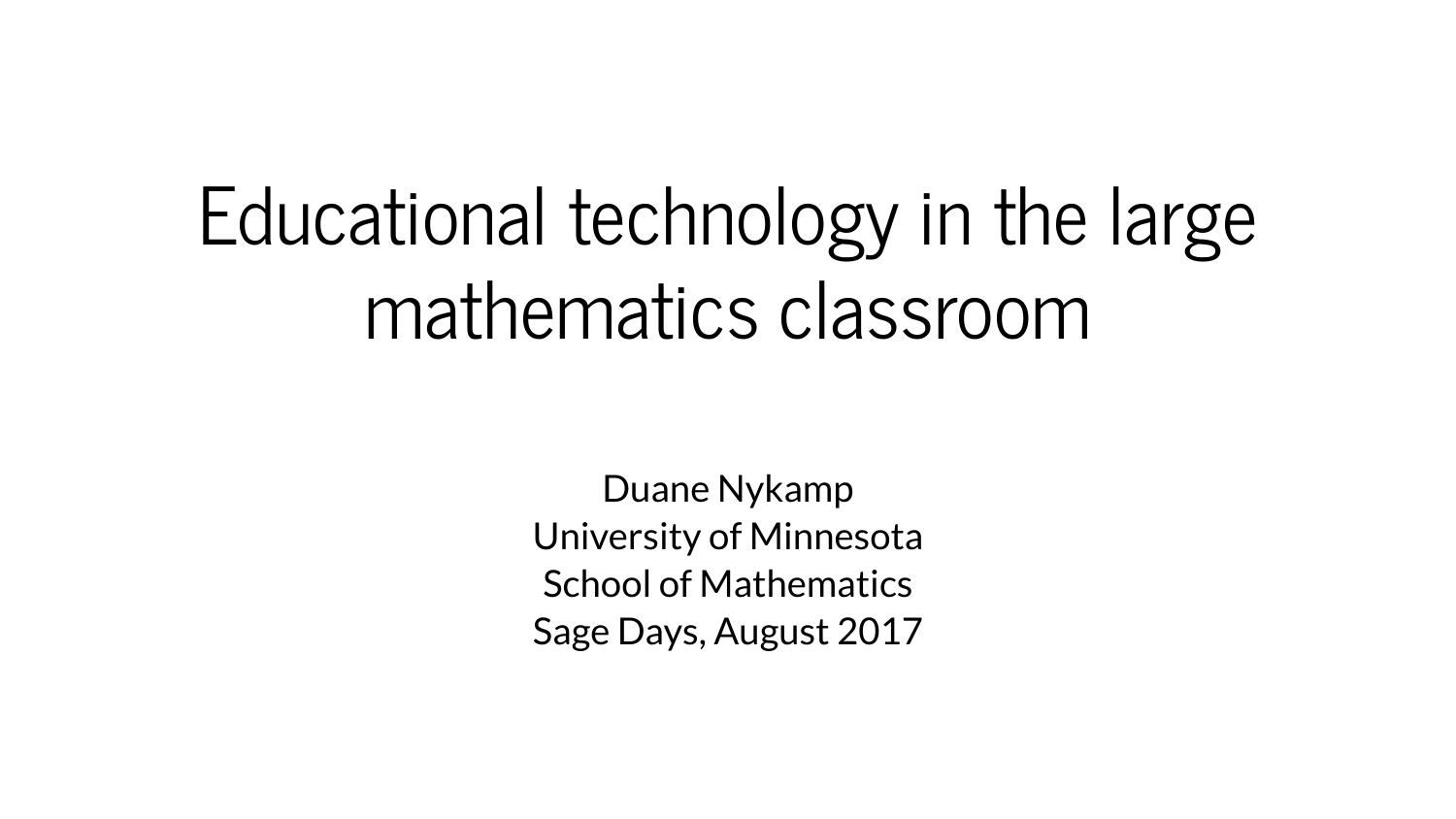# Educational technology in the large mathematics classroom

Duane Nykamp
University of Minnesota
School of Mathematics
Sage Days, August 2017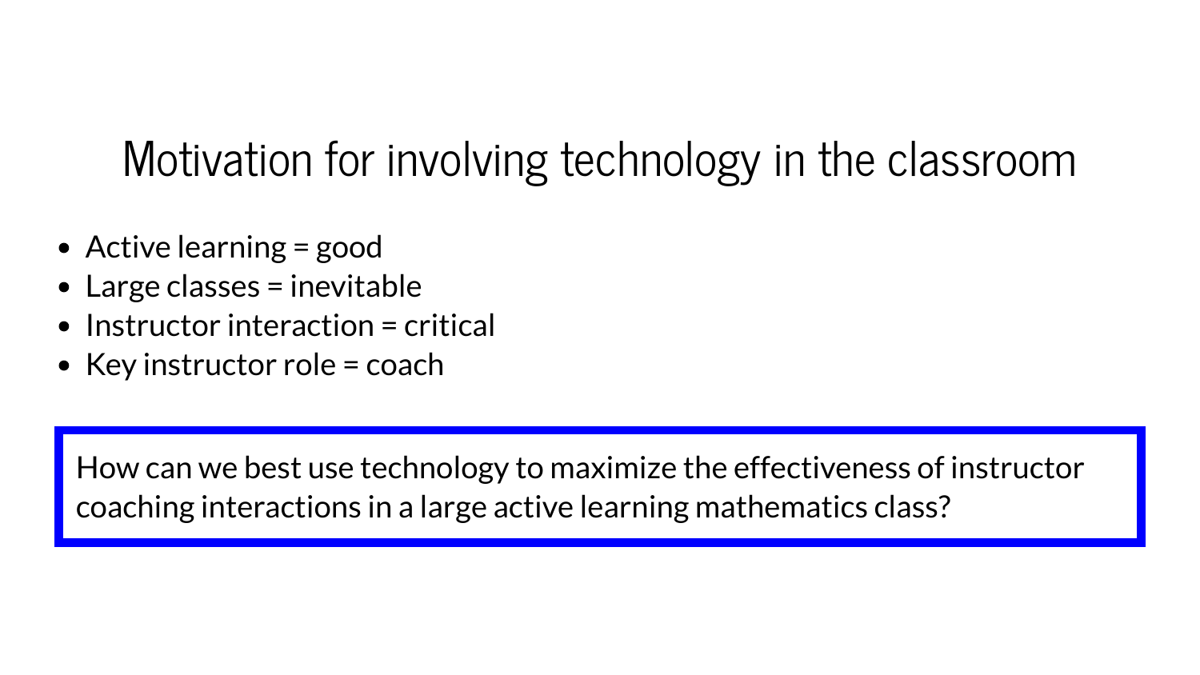# Motivation for involving technology in the classroom

- Active learning = good
- Large classes = inevitable
- Instructor interaction = critical
- Key instructor role = coach

> How can we best use technology to maximize the effectiveness of instructor coaching interactions in a large active learning mathematics class?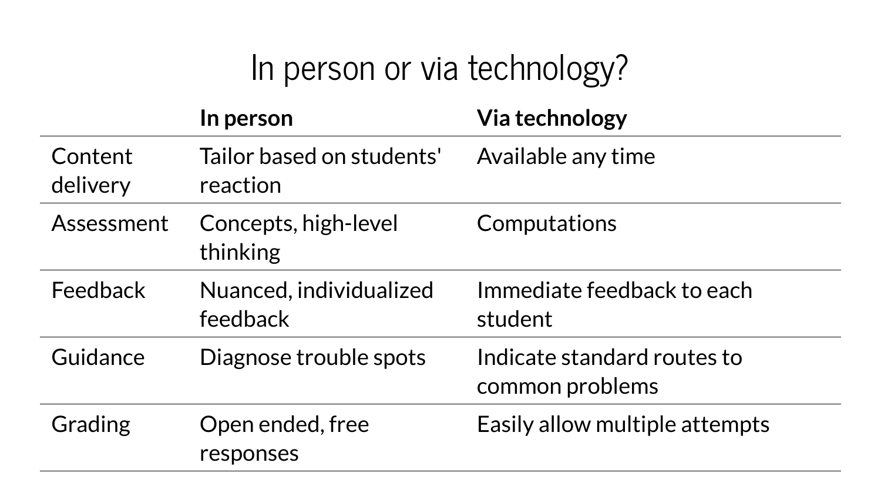# In person or via technology?

| | In person | Via technology |
|---|---|---|
| Content delivery | Tailor based on students' reaction | Available any time |
| Assessment | Concepts, high-level thinking | Computations |
| Feedback | Nuanced, individualized feedback | Immediate feedback to each student |
| Guidance | Diagnose trouble spots | Indicate standard routes to common problems |
| Grading | Open ended, free responses | Easily allow multiple attempts |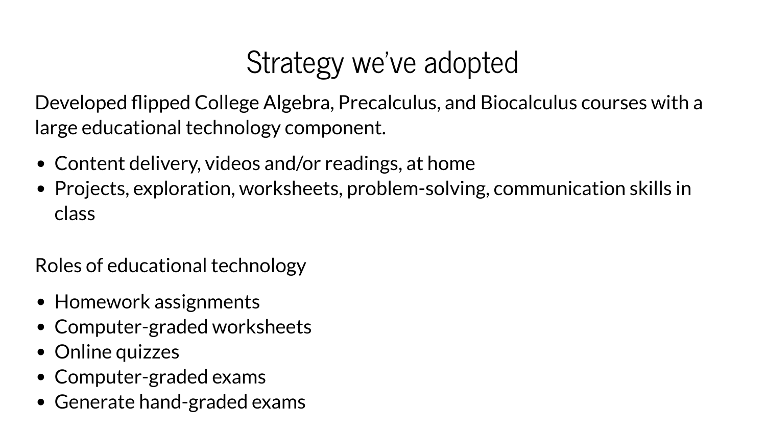# Strategy we've adopted

Developed flipped College Algebra, Precalculus, and Biocalculus courses with a large educational technology component.

- Content delivery, videos and/or readings, at home
- Projects, exploration, worksheets, problem-solving, communication skills in class

Roles of educational technology

- Homework assignments
- Computer-graded worksheets
- Online quizzes
- Computer-graded exams
- Generate hand-graded exams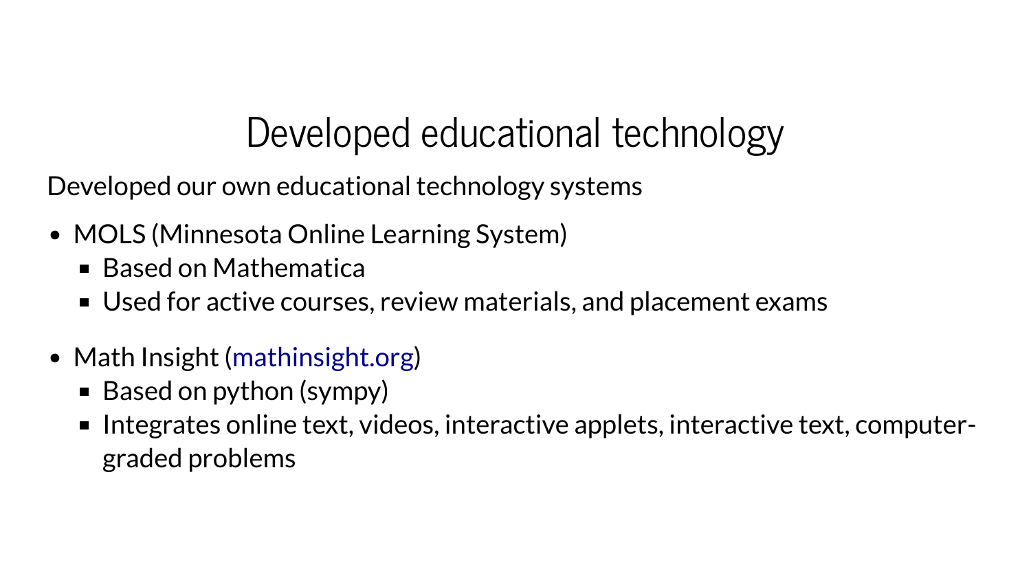# Developed educational technology

Developed our own educational technology systems

- MOLS (Minnesota Online Learning System)
  - Based on Mathematica
  - Used for active courses, review materials, and placement exams
- Math Insight (mathinsight.org)
  - Based on python (sympy)
  - Integrates online text, videos, interactive applets, interactive text, computer-graded problems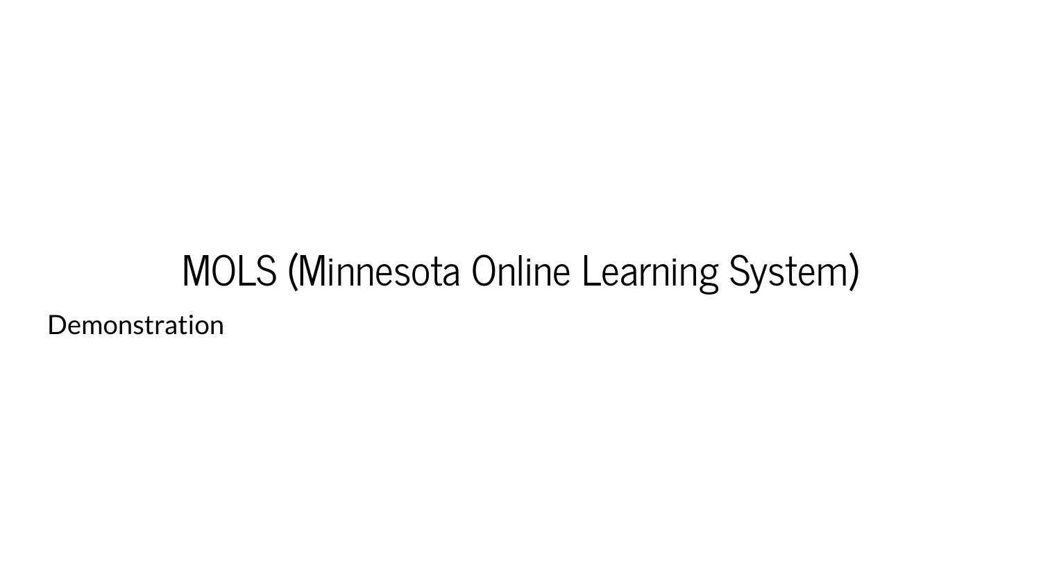# MOLS (Minnesota Online Learning System)

Demonstration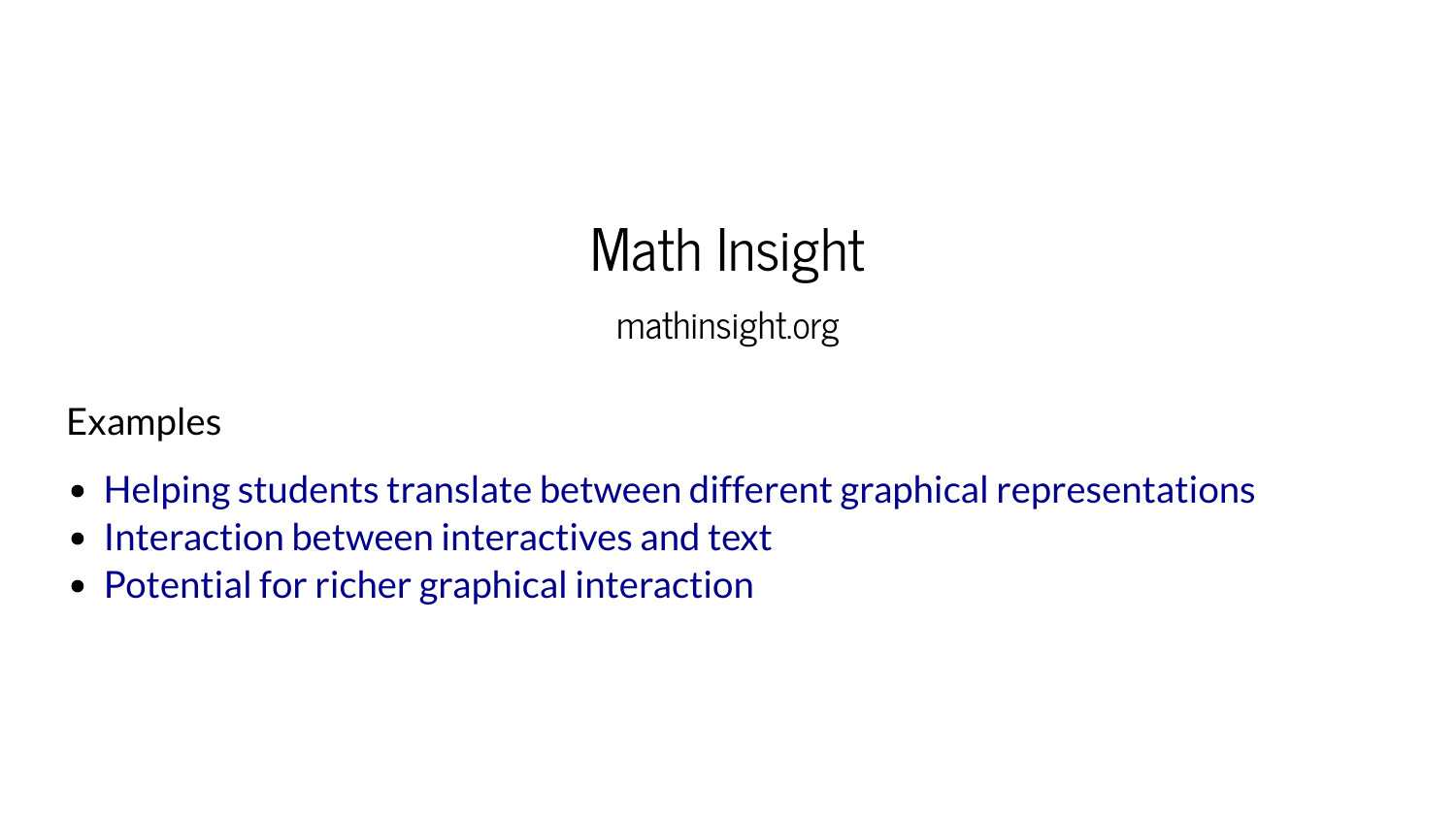# Math Insight

mathinsight.org

Examples

- Helping students translate between different graphical representations
- Interaction between interactives and text
- Potential for richer graphical interaction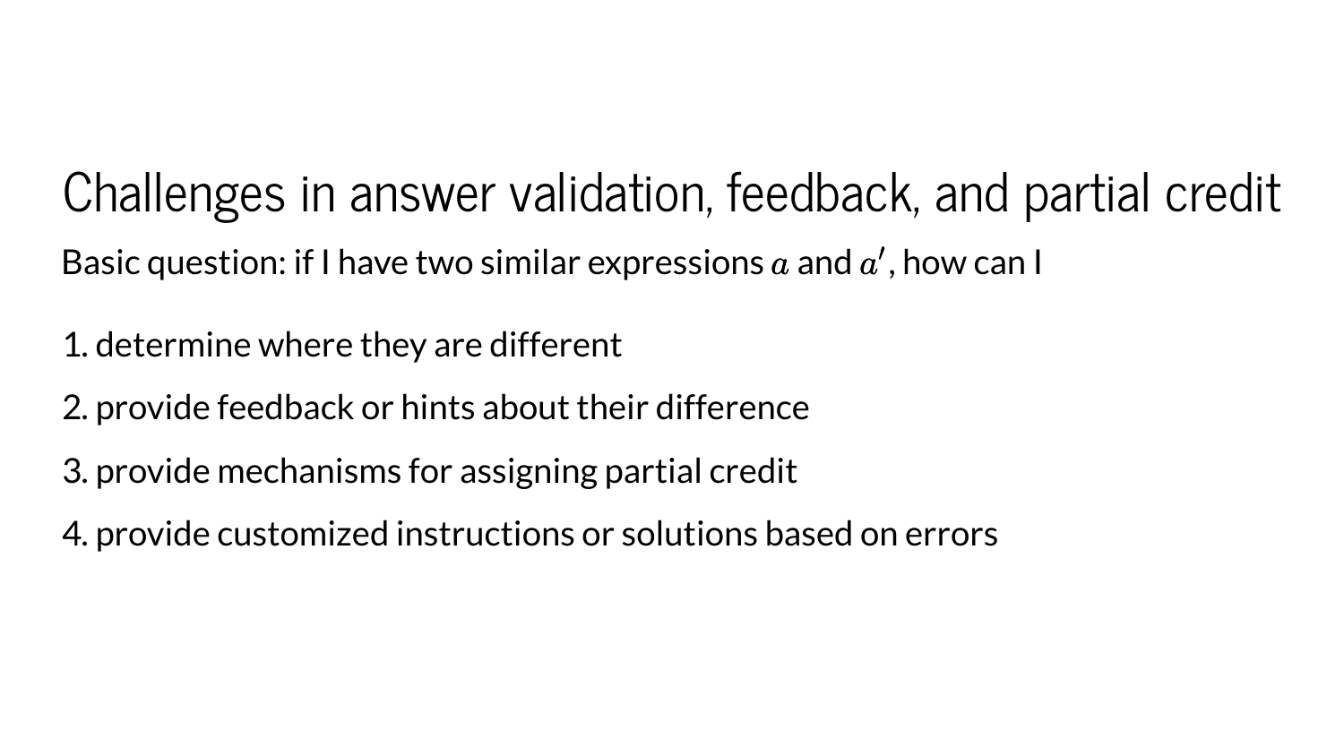# Challenges in answer validation, feedback, and partial credit

Basic question: if I have two similar expressions $a$ and $a'$, how can I

1. determine where they are different
2. provide feedback or hints about their difference
3. provide mechanisms for assigning partial credit
4. provide customized instructions or solutions based on errors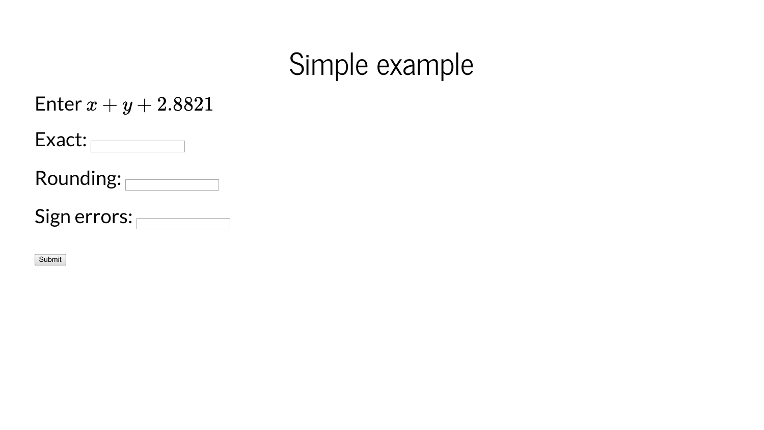# Simple example

Enter $x + y + 2.8821$

Exact:

Rounding:

Sign errors:

Submit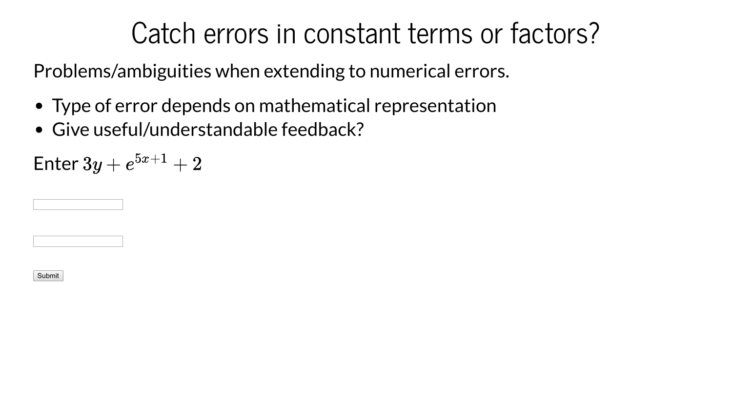# Catch errors in constant terms or factors?

Problems/ambiguities when extending to numerical errors.

- Type of error depends on mathematical representation
- Give useful/understandable feedback?

Enter $3y + e^{5x+1} + 2$

Submit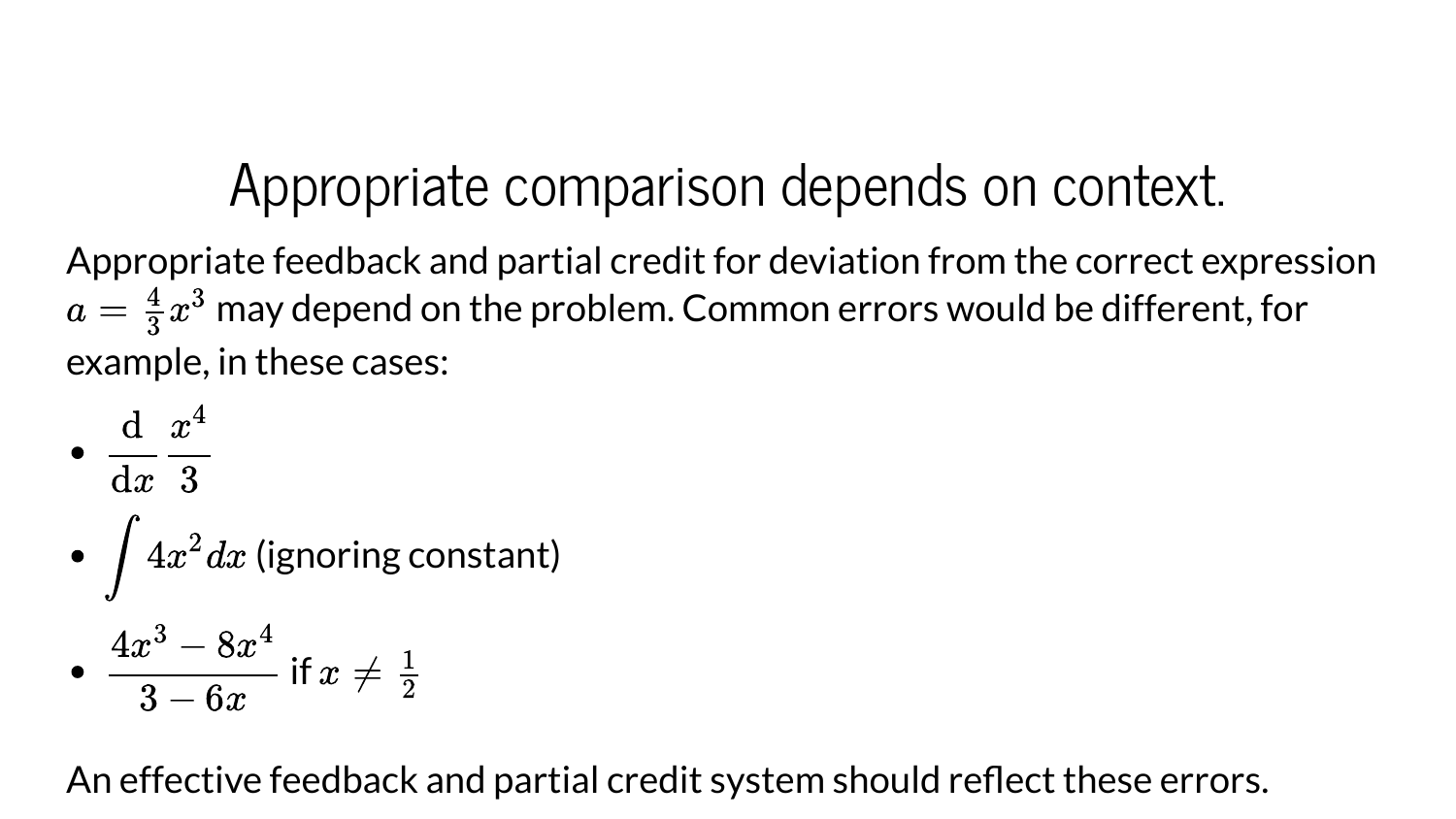# Appropriate comparison depends on context.

Appropriate feedback and partial credit for deviation from the correct expression $a = \frac{4}{3}x^3$ may depend on the problem. Common errors would be different, for example, in these cases:

- $\dfrac{\mathrm{d}}{\mathrm{d}x}\dfrac{x^4}{3}$
- $\displaystyle\int 4x^2\,dx$ (ignoring constant)
- $\dfrac{4x^3 - 8x^4}{3 - 6x}$ if $x \neq \frac{1}{2}$

An effective feedback and partial credit system should reflect these errors.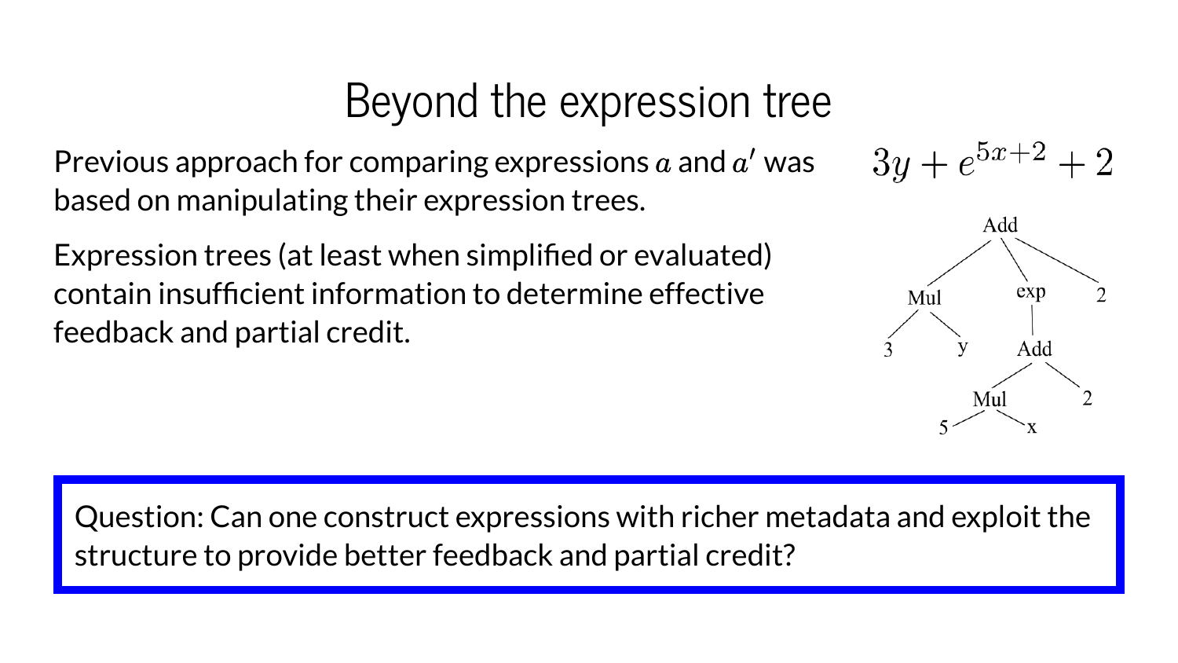# Beyond the expression tree

Previous approach for comparing expressions $a$ and $a'$ was based on manipulating their expression trees.

Expression trees (at least when simplified or evaluated) contain insufficient information to determine effective feedback and partial credit.

$$3y + e^{5x+2} + 2$$

Question: Can one construct expressions with richer metadata and exploit the structure to provide better feedback and partial credit?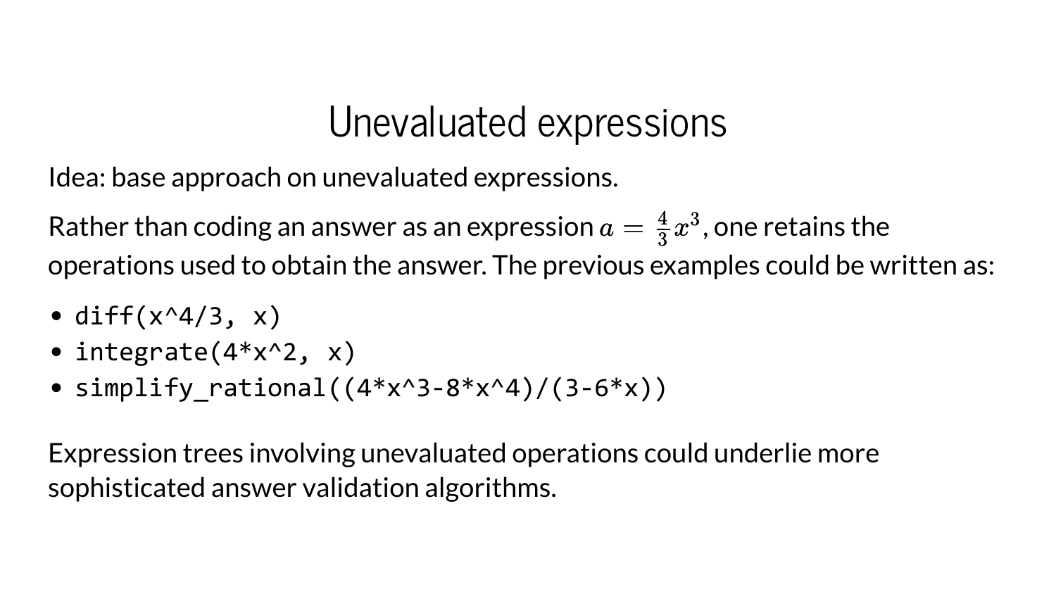# Unevaluated expressions

Idea: base approach on unevaluated expressions.

Rather than coding an answer as an expression $a = \frac{4}{3}x^3$, one retains the operations used to obtain the answer. The previous examples could be written as:

- `diff(x^4/3, x)`
- `integrate(4*x^2, x)`
- `simplify_rational((4*x^3-8*x^4)/(3-6*x))`

Expression trees involving unevaluated operations could underlie more sophisticated answer validation algorithms.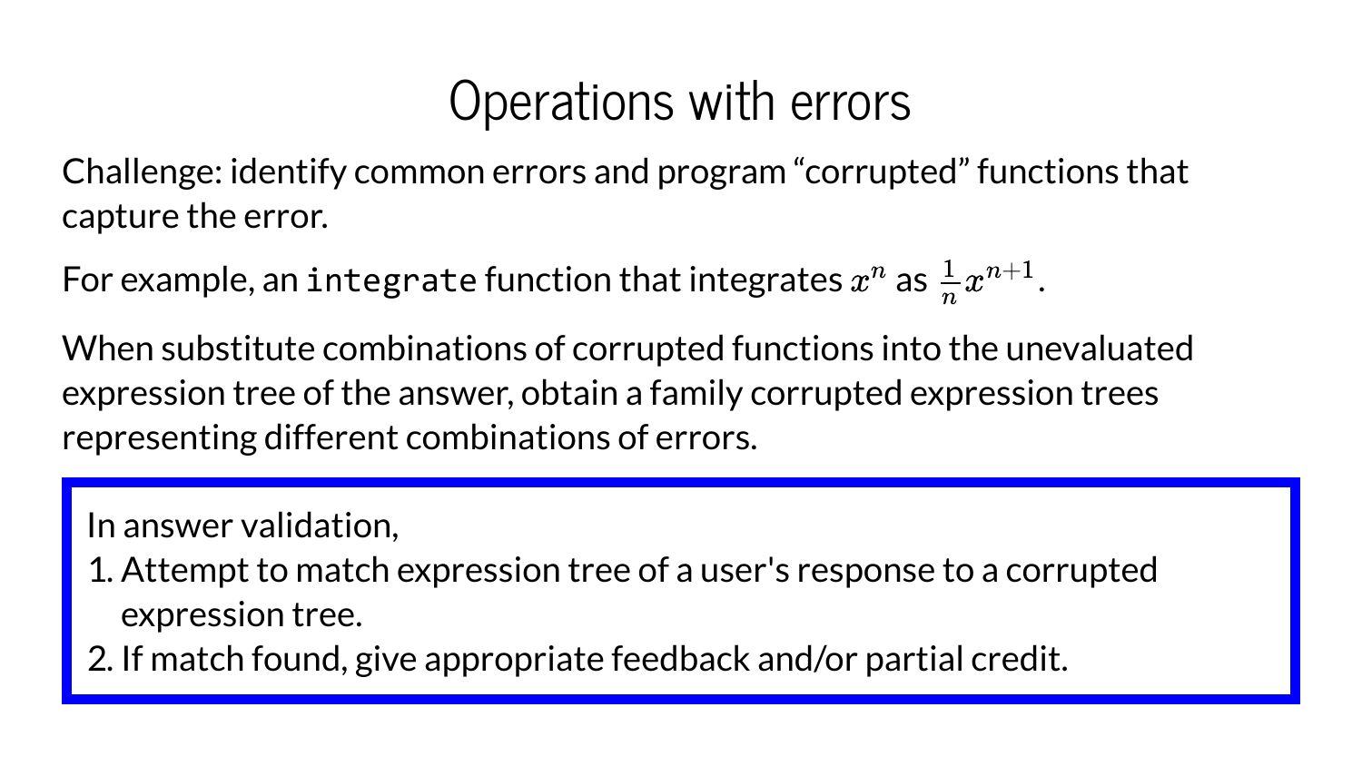# Operations with errors

Challenge: identify common errors and program “corrupted” functions that capture the error.

For example, an `integrate` function that integrates $x^n$ as $\frac{1}{n}x^{n+1}$.

When substitute combinations of corrupted functions into the unevaluated expression tree of the answer, obtain a family corrupted expression trees representing different combinations of errors.

In answer validation,

1. Attempt to match expression tree of a user's response to a corrupted expression tree.
2. If match found, give appropriate feedback and/or partial credit.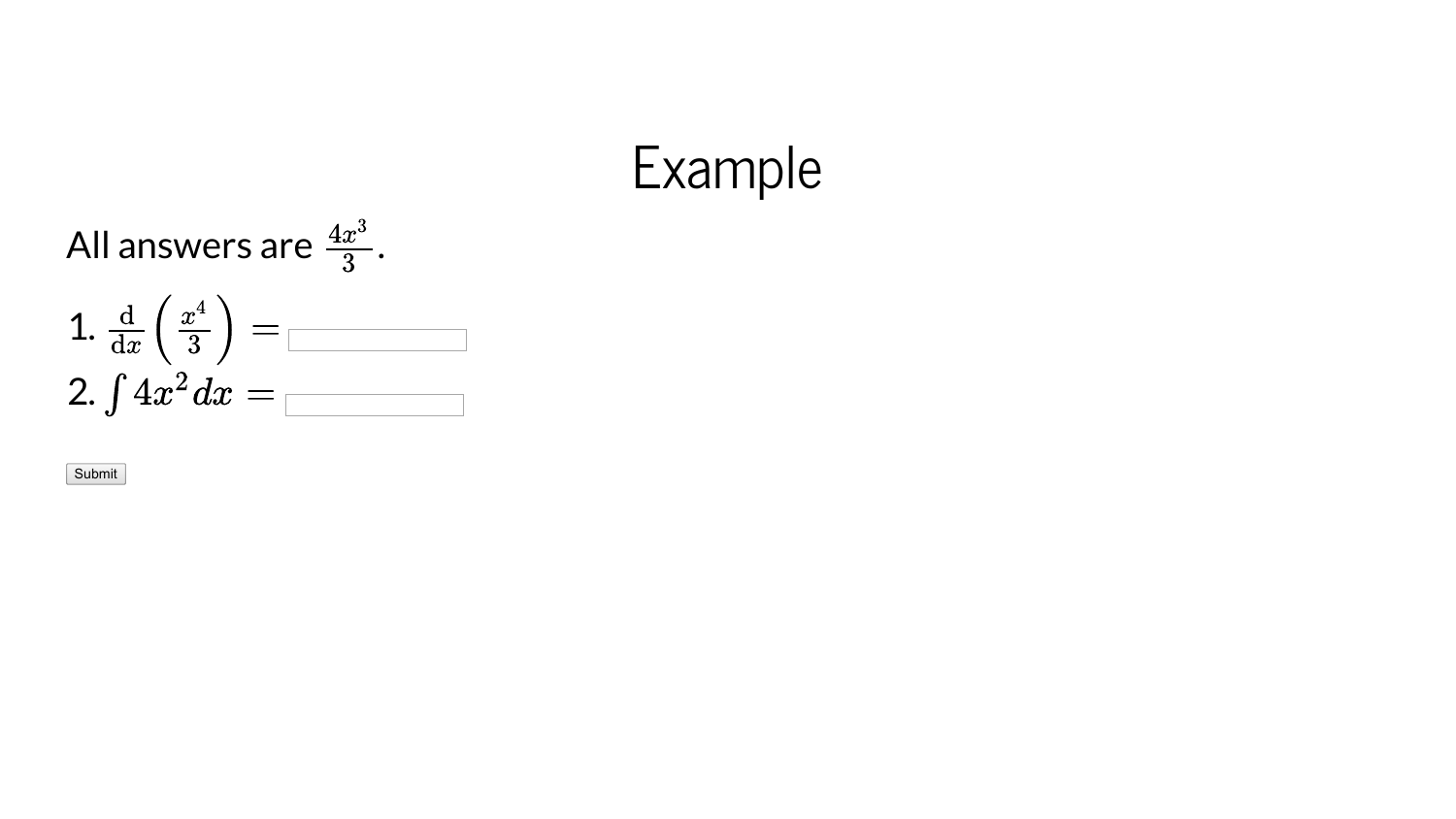# Example

All answers are $\frac{4x^3}{3}$.

1. $\frac{\mathrm{d}}{\mathrm{d}x}\left(\frac{x^4}{3}\right) =$ \_\_\_\_\_\_\_\_
2. $\int 4x^2\,dx =$ \_\_\_\_\_\_\_\_

Submit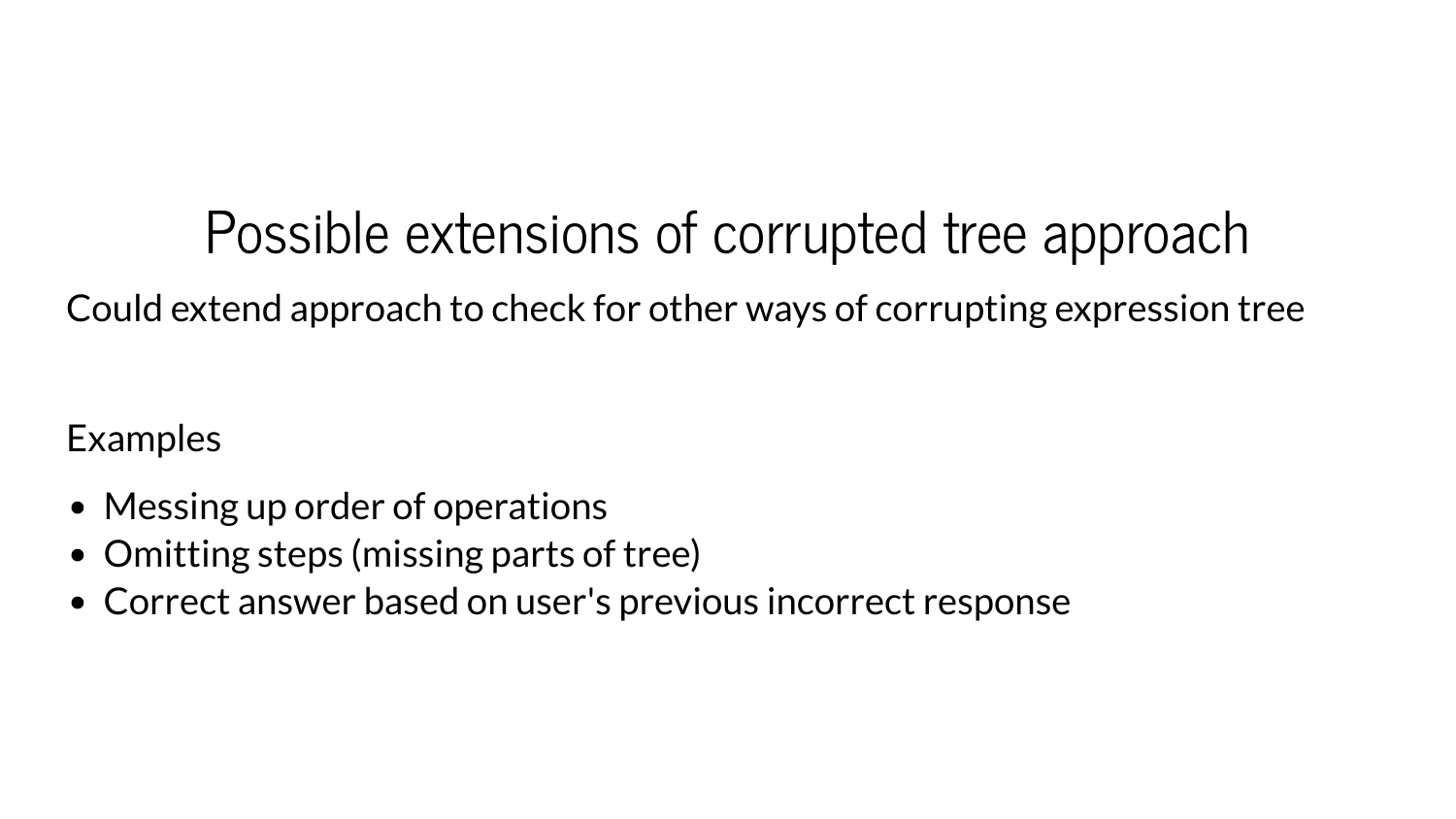# Possible extensions of corrupted tree approach

Could extend approach to check for other ways of corrupting expression tree

Examples

- Messing up order of operations
- Omitting steps (missing parts of tree)
- Correct answer based on user's previous incorrect response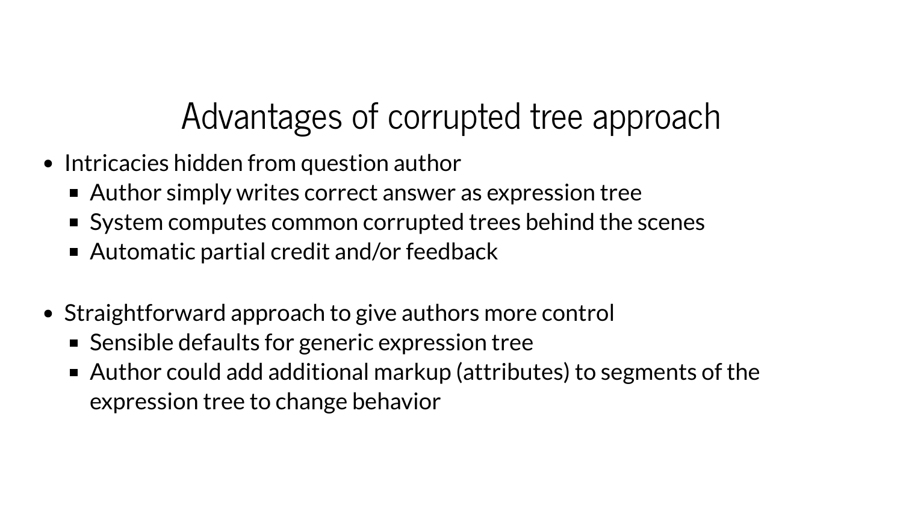# Advantages of corrupted tree approach

- Intricacies hidden from question author
  - Author simply writes correct answer as expression tree
  - System computes common corrupted trees behind the scenes
  - Automatic partial credit and/or feedback

- Straightforward approach to give authors more control
  - Sensible defaults for generic expression tree
  - Author could add additional markup (attributes) to segments of the expression tree to change behavior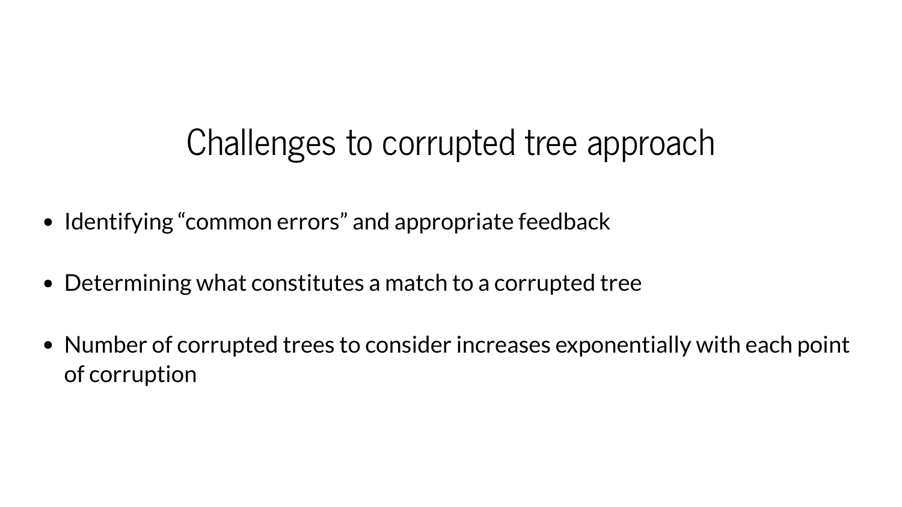# Challenges to corrupted tree approach

- Identifying "common errors" and appropriate feedback
- Determining what constitutes a match to a corrupted tree
- Number of corrupted trees to consider increases exponentially with each point of corruption